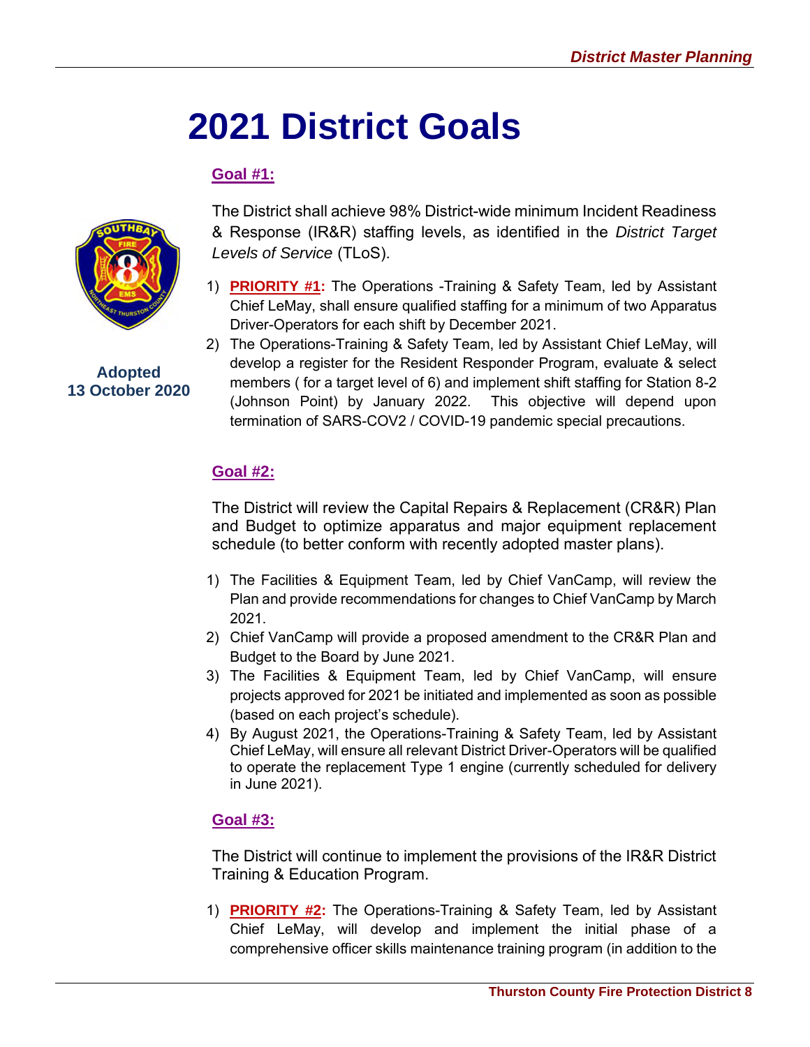# 2021 District Goals

**Adopted**
**13 October 2020**

## Goal #1:

The District shall achieve 98% District-wide minimum Incident Readiness & Response (IR&R) staffing levels, as identified in the *District Target Levels of Service* (TLoS).

1) **PRIORITY #1:** The Operations -Training & Safety Team, led by Assistant Chief LeMay, shall ensure qualified staffing for a minimum of two Apparatus Driver-Operators for each shift by December 2021.
2) The Operations-Training & Safety Team, led by Assistant Chief LeMay, will develop a register for the Resident Responder Program, evaluate & select members ( for a target level of 6) and implement shift staffing for Station 8-2 (Johnson Point) by January 2022. This objective will depend upon termination of SARS-COV2 / COVID-19 pandemic special precautions.

## Goal #2:

The District will review the Capital Repairs & Replacement (CR&R) Plan and Budget to optimize apparatus and major equipment replacement schedule (to better conform with recently adopted master plans).

1) The Facilities & Equipment Team, led by Chief VanCamp, will review the Plan and provide recommendations for changes to Chief VanCamp by March 2021.
2) Chief VanCamp will provide a proposed amendment to the CR&R Plan and Budget to the Board by June 2021.
3) The Facilities & Equipment Team, led by Chief VanCamp, will ensure projects approved for 2021 be initiated and implemented as soon as possible (based on each project's schedule).
4) By August 2021, the Operations-Training & Safety Team, led by Assistant Chief LeMay, will ensure all relevant District Driver-Operators will be qualified to operate the replacement Type 1 engine (currently scheduled for delivery in June 2021).

## Goal #3:

The District will continue to implement the provisions of the IR&R District Training & Education Program.

1) **PRIORITY #2:** The Operations-Training & Safety Team, led by Assistant Chief LeMay, will develop and implement the initial phase of a comprehensive officer skills maintenance training program (in addition to the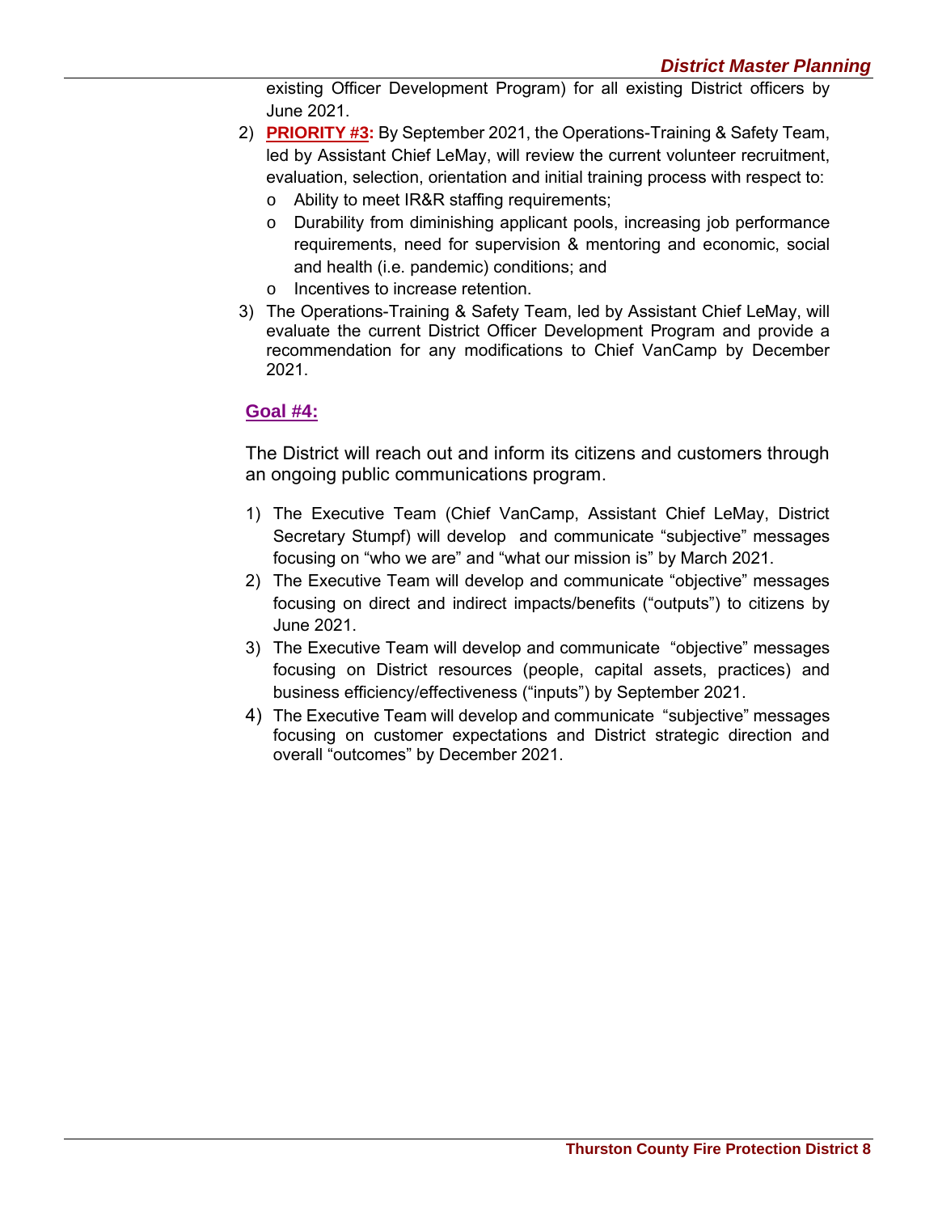existing Officer Development Program) for all existing District officers by June 2021.

2) **PRIORITY #3:** By September 2021, the Operations-Training & Safety Team, led by Assistant Chief LeMay, will review the current volunteer recruitment, evaluation, selection, orientation and initial training process with respect to:
   - Ability to meet IR&R staffing requirements;
   - Durability from diminishing applicant pools, increasing job performance requirements, need for supervision & mentoring and economic, social and health (i.e. pandemic) conditions; and
   - Incentives to increase retention.
3) The Operations-Training & Safety Team, led by Assistant Chief LeMay, will evaluate the current District Officer Development Program and provide a recommendation for any modifications to Chief VanCamp by December 2021.

## Goal #4:

The District will reach out and inform its citizens and customers through an ongoing public communications program.

1) The Executive Team (Chief VanCamp, Assistant Chief LeMay, District Secretary Stumpf) will develop and communicate "subjective" messages focusing on "who we are" and "what our mission is" by March 2021.
2) The Executive Team will develop and communicate "objective" messages focusing on direct and indirect impacts/benefits ("outputs") to citizens by June 2021.
3) The Executive Team will develop and communicate "objective" messages focusing on District resources (people, capital assets, practices) and business efficiency/effectiveness ("inputs") by September 2021.
4) The Executive Team will develop and communicate "subjective" messages focusing on customer expectations and District strategic direction and overall "outcomes" by December 2021.